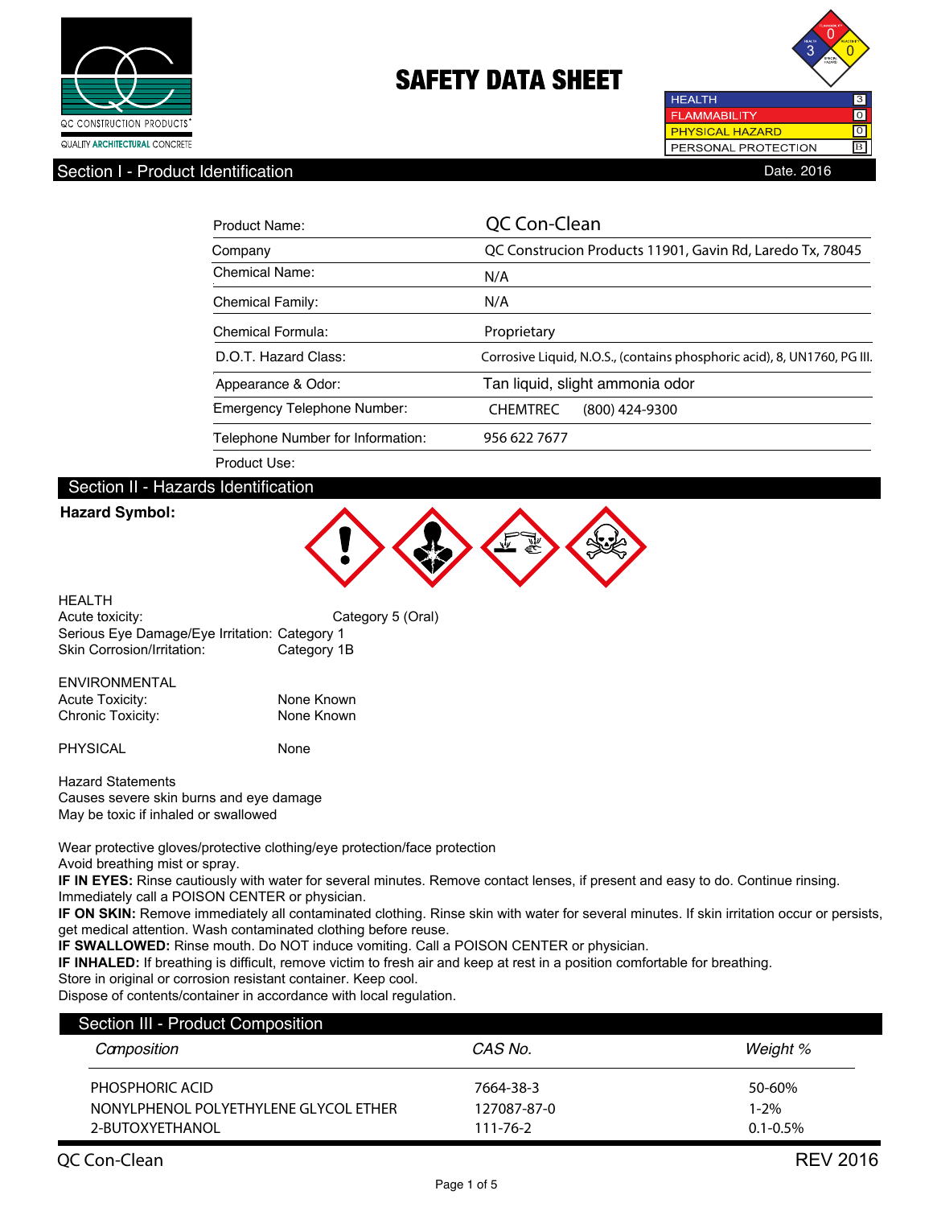QC CONSTRUCTION PRODUCTS®
QUALITY ARCHITECTURAL CONCRETE

# SAFETY DATA SHEET

| | |
|---|---|
| HEALTH | 3 |
| FLAMMABILITY | 0 |
| PHYSICAL HAZARD | 0 |
| PERSONAL PROTECTION | B |

## Section I - Product Identification

Date. 2016

| | |
|---|---|
| Product Name: | QC Con-Clean |
| Company | QC Construcion Products 11901, Gavin Rd, Laredo Tx, 78045 |
| Chemical Name: | N/A |
| Chemical Family: | N/A |
| Chemical Formula: | Proprietary |
| D.O.T. Hazard Class: | Corrosive Liquid, N.O.S., (contains phosphoric acid), 8, UN1760, PG III. |
| Appearance & Odor: | Tan liquid, slight ammonia odor |
| Emergency Telephone Number: | CHEMTREC (800) 424-9300 |
| Telephone Number for Information: | 956 622 7677 |
| Product Use: | |

## Section II - Hazards Identification

**Hazard Symbol:**

HEALTH
Acute toxicity: Category 5 (Oral)
Serious Eye Damage/Eye Irritation: Category 1
Skin Corrosion/Irritation: Category 1B

ENVIRONMENTAL
Acute Toxicity: None Known
Chronic Toxicity: None Known

PHYSICAL None

Hazard Statements
Causes severe skin burns and eye damage
May be toxic if inhaled or swallowed

Wear protective gloves/protective clothing/eye protection/face protection
Avoid breathing mist or spray.
**IF IN EYES:** Rinse cautiously with water for several minutes. Remove contact lenses, if present and easy to do. Continue rinsing. Immediately call a POISON CENTER or physician.
**IF ON SKIN:** Remove immediately all contaminated clothing. Rinse skin with water for several minutes. If skin irritation occur or persists, get medical attention. Wash contaminated clothing before reuse.
**IF SWALLOWED:** Rinse mouth. Do NOT induce vomiting. Call a POISON CENTER or physician.
**IF INHALED:** If breathing is difficult, remove victim to fresh air and keep at rest in a position comfortable for breathing.
Store in original or corrosion resistant container. Keep cool.
Dispose of contents/container in accordance with local regulation.

## Section III - Product Composition

| *Composition* | *CAS No.* | *Weight %* |
|---|---|---|
| PHOSPHORIC ACID | 7664-38-3 | 50-60% |
| NONYLPHENOL POLYETHYLENE GLYCOL ETHER | 127087-87-0 | 1-2% |
| 2-BUTOXYETHANOL | 111-76-2 | 0.1-0.5% |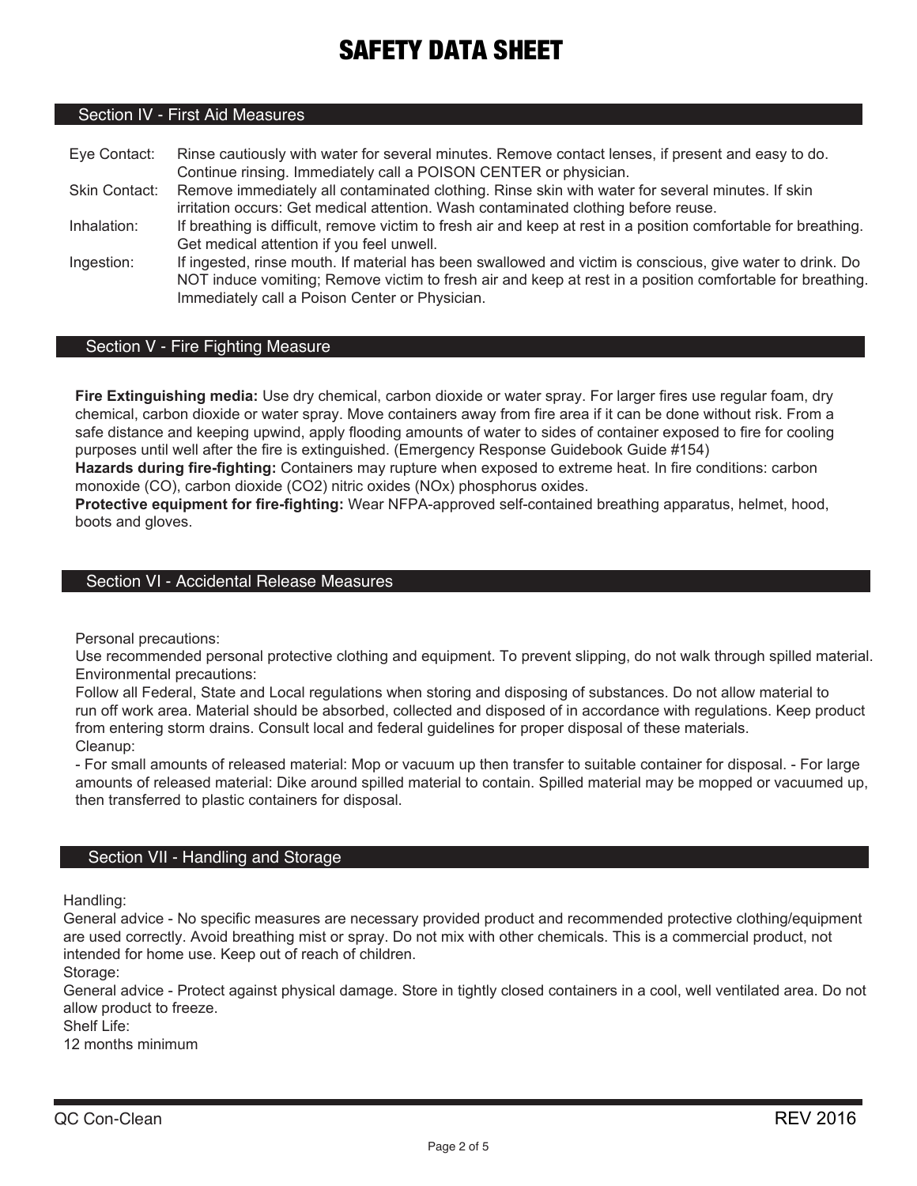# SAFETY DATA SHEET

## Section IV - First Aid Measures

| | |
|---|---|
| Eye Contact: | Rinse cautiously with water for several minutes. Remove contact lenses, if present and easy to do. Continue rinsing. Immediately call a POISON CENTER or physician. |
| Skin Contact: | Remove immediately all contaminated clothing. Rinse skin with water for several minutes. If skin irritation occurs: Get medical attention. Wash contaminated clothing before reuse. |
| Inhalation: | If breathing is difficult, remove victim to fresh air and keep at rest in a position comfortable for breathing. Get medical attention if you feel unwell. |
| Ingestion: | If ingested, rinse mouth. If material has been swallowed and victim is conscious, give water to drink. Do NOT induce vomiting; Remove victim to fresh air and keep at rest in a position comfortable for breathing. Immediately call a Poison Center or Physician. |

## Section V - Fire Fighting Measure

**Fire Extinguishing media:** Use dry chemical, carbon dioxide or water spray. For larger fires use regular foam, dry chemical, carbon dioxide or water spray. Move containers away from fire area if it can be done without risk. From a safe distance and keeping upwind, apply flooding amounts of water to sides of container exposed to fire for cooling purposes until well after the fire is extinguished. (Emergency Response Guidebook Guide #154)
**Hazards during fire-fighting:** Containers may rupture when exposed to extreme heat. In fire conditions: carbon monoxide (CO), carbon dioxide ($CO_2$) nitric oxides ($NO_x$) phosphorus oxides.
**Protective equipment for fire-fighting:** Wear NFPA-approved self-contained breathing apparatus, helmet, hood, boots and gloves.

## Section VI - Accidental Release Measures

Personal precautions:
Use recommended personal protective clothing and equipment. To prevent slipping, do not walk through spilled material.
Environmental precautions:
Follow all Federal, State and Local regulations when storing and disposing of substances. Do not allow material to run off work area. Material should be absorbed, collected and disposed of in accordance with regulations. Keep product from entering storm drains. Consult local and federal guidelines for proper disposal of these materials.
Cleanup:
- For small amounts of released material: Mop or vacuum up then transfer to suitable container for disposal. - For large amounts of released material: Dike around spilled material to contain. Spilled material may be mopped or vacuumed up, then transferred to plastic containers for disposal.

## Section VII - Handling and Storage

Handling:
General advice - No specific measures are necessary provided product and recommended protective clothing/equipment are used correctly. Avoid breathing mist or spray. Do not mix with other chemicals. This is a commercial product, not intended for home use. Keep out of reach of children.
Storage:
General advice - Protect against physical damage. Store in tightly closed containers in a cool, well ventilated area. Do not allow product to freeze.
Shelf Life:
12 months minimum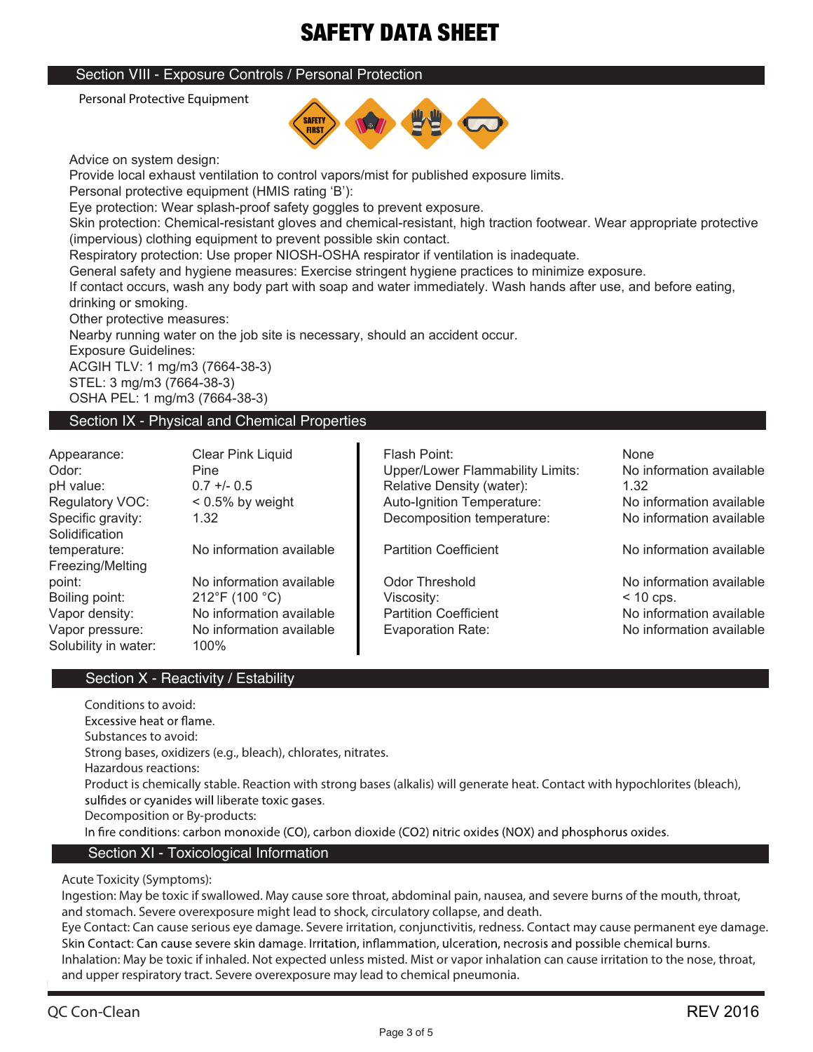# SAFETY DATA SHEET

## Section VIII - Exposure Controls / Personal Protection

Personal Protective Equipment

Advice on system design:
Provide local exhaust ventilation to control vapors/mist for published exposure limits.
Personal protective equipment (HMIS rating 'B'):
Eye protection: Wear splash-proof safety goggles to prevent exposure.
Skin protection: Chemical-resistant gloves and chemical-resistant, high traction footwear. Wear appropriate protective (impervious) clothing equipment to prevent possible skin contact.
Respiratory protection: Use proper NIOSH-OSHA respirator if ventilation is inadequate.
General safety and hygiene measures: Exercise stringent hygiene practices to minimize exposure.
If contact occurs, wash any body part with soap and water immediately. Wash hands after use, and before eating, drinking or smoking.
Other protective measures:
Nearby running water on the job site is necessary, should an accident occur.
Exposure Guidelines:
ACGIH TLV: 1 mg/m3 (7664-38-3)
STEL: 3 mg/m3 (7664-38-3)
OSHA PEL: 1 mg/m3 (7664-38-3)

## Section IX - Physical and Chemical Properties

| Property | Value | Property | Value |
|---|---|---|---|
| Appearance: | Clear Pink Liquid | Flash Point: | None |
| Odor: | Pine | Upper/Lower Flammability Limits: | No information available |
| pH value: | 0.7 +/- 0.5 | Relative Density (water): | 1.32 |
| Regulatory VOC: | < 0.5% by weight | Auto-Ignition Temperature: | No information available |
| Specific gravity: | 1.32 | Decomposition temperature: | No information available |
| Solidification temperature: | No information available | Partition Coefficient | No information available |
| Freezing/Melting point: | No information available | Odor Threshold | No information available |
| Boiling point: | 212°F (100 °C) | Viscosity: | < 10 cps. |
| Vapor density: | No information available | Partition Coefficient | No information available |
| Vapor pressure: | No information available | Evaporation Rate: | No information available |
| Solubility in water: | 100% | | |

## Section X - Reactivity / Estability

Conditions to avoid:
Excessive heat or flame.
Substances to avoid:
Strong bases, oxidizers (e.g., bleach), chlorates, nitrates.
Hazardous reactions:
Product is chemically stable. Reaction with strong bases (alkalis) will generate heat. Contact with hypochlorites (bleach), sulfides or cyanides will liberate toxic gases.
Decomposition or By-products:
In fire conditions: carbon monoxide (CO), carbon dioxide ($CO_2$) nitric oxides (NOX) and phosphorus oxides.

## Section XI - Toxicological Information

Acute Toxicity (Symptoms):
Ingestion: May be toxic if swallowed. May cause sore throat, abdominal pain, nausea, and severe burns of the mouth, throat, and stomach. Severe overexposure might lead to shock, circulatory collapse, and death.
Eye Contact: Can cause serious eye damage. Severe irritation, conjunctivitis, redness. Contact may cause permanent eye damage.
Skin Contact: Can cause severe skin damage. Irritation, inflammation, ulceration, necrosis and possible chemical burns.
Inhalation: May be toxic if inhaled. Not expected unless misted. Mist or vapor inhalation can cause irritation to the nose, throat, and upper respiratory tract. Severe overexposure may lead to chemical pneumonia.

QC Con-Clean REV 2016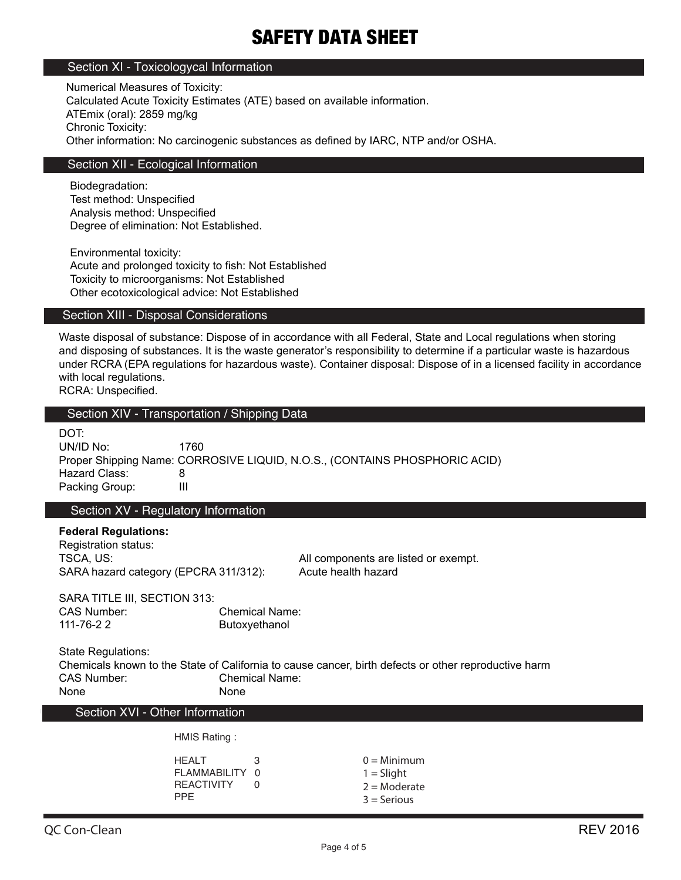# SAFETY DATA SHEET

## Section XI - Toxicologycal Information

Numerical Measures of Toxicity:
Calculated Acute Toxicity Estimates (ATE) based on available information.
ATEmix (oral): 2859 mg/kg
Chronic Toxicity:
Other information: No carcinogenic substances as defined by IARC, NTP and/or OSHA.

## Section XII - Ecological Information

Biodegradation:
Test method: Unspecified
Analysis method: Unspecified
Degree of elimination: Not Established.

Environmental toxicity:
Acute and prolonged toxicity to fish: Not Established
Toxicity to microorganisms: Not Established
Other ecotoxicological advice: Not Established

## Section XIII - Disposal Considerations

Waste disposal of substance: Dispose of in accordance with all Federal, State and Local regulations when storing and disposing of substances. It is the waste generator's responsibility to determine if a particular waste is hazardous under RCRA (EPA regulations for hazardous waste). Container disposal: Dispose of in a licensed facility in accordance with local regulations.
RCRA: Unspecified.

## Section XIV - Transportation / Shipping Data

DOT:
UN/ID No: 1760
Proper Shipping Name: CORROSIVE LIQUID, N.O.S., (CONTAINS PHOSPHORIC ACID)
Hazard Class: 8
Packing Group: III

## Section XV - Regulatory Information

**Federal Regulations:**
Registration status:
TSCA, US: All components are listed or exempt.
SARA hazard category (EPCRA 311/312): Acute health hazard

SARA TITLE III, SECTION 313:

| CAS Number: | Chemical Name: |
|---|---|
| 111-76-2 2 | Butoxyethanol |

State Regulations:
Chemicals known to the State of California to cause cancer, birth defects or other reproductive harm

| CAS Number: | Chemical Name: |
|---|---|
| None | None |

## Section XVI - Other Information

HMIS Rating :

| | | |
|---|---|---|
| HEALT | 3 | 0 = Minimum |
| FLAMMABILITY | 0 | 1 = Slight |
| REACTIVITY | 0 | 2 = Moderate |
| PPE | | 3 = Serious |

QC Con-Clean REV 2016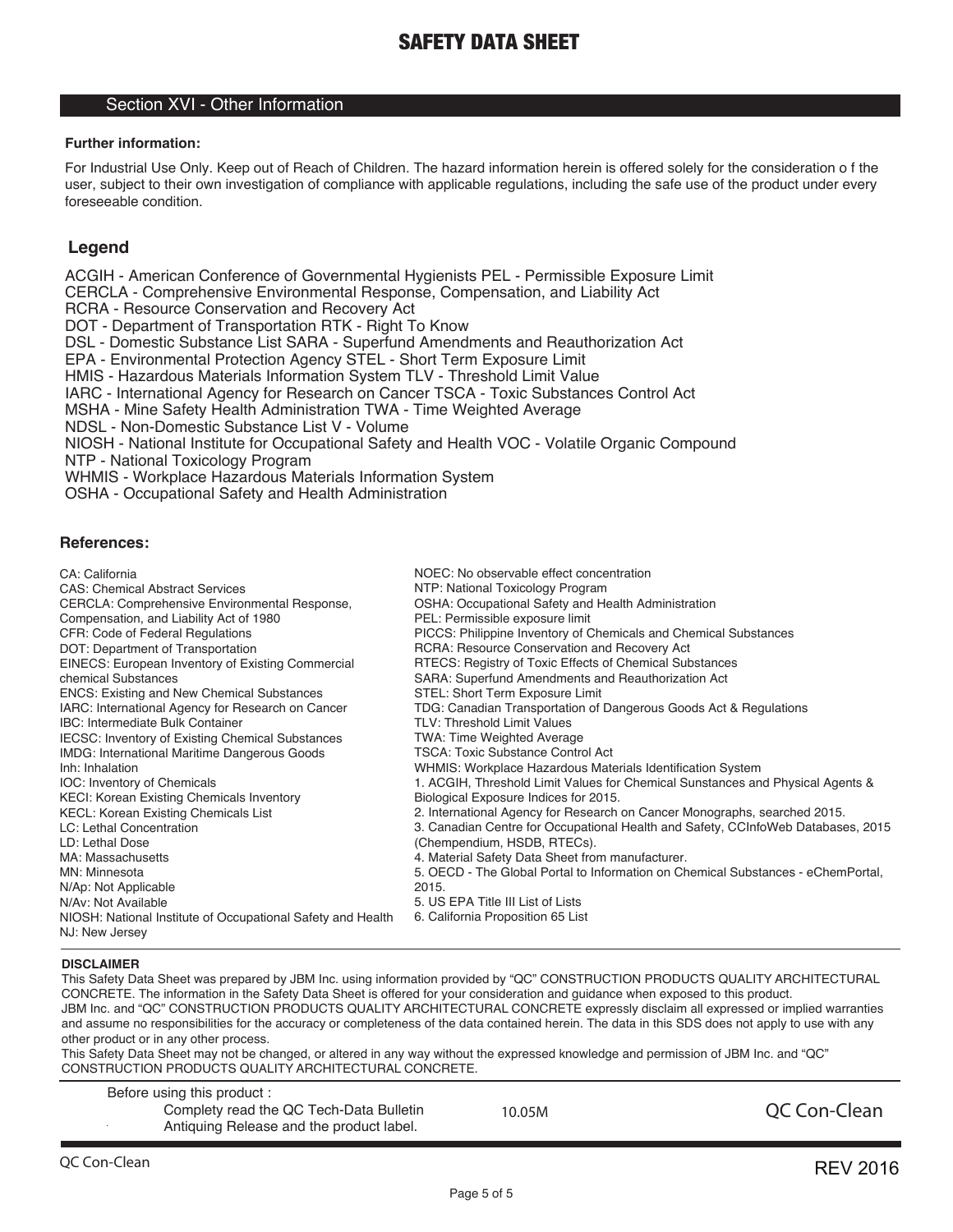# SAFETY DATA SHEET

## Section XVI - Other Information

**Further information:**

For Industrial Use Only. Keep out of Reach of Children. The hazard information herein is offered solely for the consideration o f the user, subject to their own investigation of compliance with applicable regulations, including the safe use of the product under every foreseeable condition.

### Legend

ACGIH - American Conference of Governmental Hygienists PEL - Permissible Exposure Limit
CERCLA - Comprehensive Environmental Response, Compensation, and Liability Act
RCRA - Resource Conservation and Recovery Act
DOT - Department of Transportation RTK - Right To Know
DSL - Domestic Substance List SARA - Superfund Amendments and Reauthorization Act
EPA - Environmental Protection Agency STEL - Short Term Exposure Limit
HMIS - Hazardous Materials Information System TLV - Threshold Limit Value
IARC - International Agency for Research on Cancer TSCA - Toxic Substances Control Act
MSHA - Mine Safety Health Administration TWA - Time Weighted Average
NDSL - Non-Domestic Substance List V - Volume
NIOSH - National Institute for Occupational Safety and Health VOC - Volatile Organic Compound
NTP - National Toxicology Program
WHMIS - Workplace Hazardous Materials Information System
OSHA - Occupational Safety and Health Administration

**References:**

CA: California
CAS: Chemical Abstract Services
CERCLA: Comprehensive Environmental Response, Compensation, and Liability Act of 1980
CFR: Code of Federal Regulations
DOT: Department of Transportation
EINECS: European Inventory of Existing Commercial chemical Substances
ENCS: Existing and New Chemical Substances
IARC: International Agency for Research on Cancer
IBC: Intermediate Bulk Container
IECSC: Inventory of Existing Chemical Substances
IMDG: International Maritime Dangerous Goods
Inh: Inhalation
IOC: Inventory of Chemicals
KECI: Korean Existing Chemicals Inventory
KECL: Korean Existing Chemicals List
LC: Lethal Concentration
LD: Lethal Dose
MA: Massachusetts
MN: Minnesota
N/Ap: Not Applicable
N/Av: Not Available
NIOSH: National Institute of Occupational Safety and Health
NJ: New Jersey
NOEC: No observable effect concentration
NTP: National Toxicology Program
OSHA: Occupational Safety and Health Administration
PEL: Permissible exposure limit
PICCS: Philippine Inventory of Chemicals and Chemical Substances
RCRA: Resource Conservation and Recovery Act
RTECS: Registry of Toxic Effects of Chemical Substances
SARA: Superfund Amendments and Reauthorization Act
STEL: Short Term Exposure Limit
TDG: Canadian Transportation of Dangerous Goods Act & Regulations
TLV: Threshold Limit Values
TWA: Time Weighted Average
TSCA: Toxic Substance Control Act
WHMIS: Workplace Hazardous Materials Identification System

1. ACGIH, Threshold Limit Values for Chemical Sunstances and Physical Agents & Biological Exposure Indices for 2015.
2. International Agency for Research on Cancer Monographs, searched 2015.
3. Canadian Centre for Occupational Health and Safety, CCInfoWeb Databases, 2015 (Chempendium, HSDB, RTECs).
4. Material Safety Data Sheet from manufacturer.
5. OECD - The Global Portal to Information on Chemical Substances - eChemPortal, 2015.
5. US EPA Title III List of Lists
6. California Proposition 65 List

**DISCLAIMER**

This Safety Data Sheet was prepared by JBM Inc. using information provided by “QC” CONSTRUCTION PRODUCTS QUALITY ARCHITECTURAL CONCRETE. The information in the Safety Data Sheet is offered for your consideration and guidance when exposed to this product. JBM Inc. and “QC” CONSTRUCTION PRODUCTS QUALITY ARCHITECTURAL CONCRETE expressly disclaim all expressed or implied warranties and assume no responsibilities for the accuracy or completeness of the data contained herein. The data in this SDS does not apply to use with any other product or in any other process.
This Safety Data Sheet may not be changed, or altered in any way without the expressed knowledge and permission of JBM Inc. and “QC” CONSTRUCTION PRODUCTS QUALITY ARCHITECTURAL CONCRETE.

Before using this product :
Complety read the QC Tech-Data Bulletin Antiquing Release and the product label.

10.05M

QC Con-Clean

QC Con-Clean

REV 2016